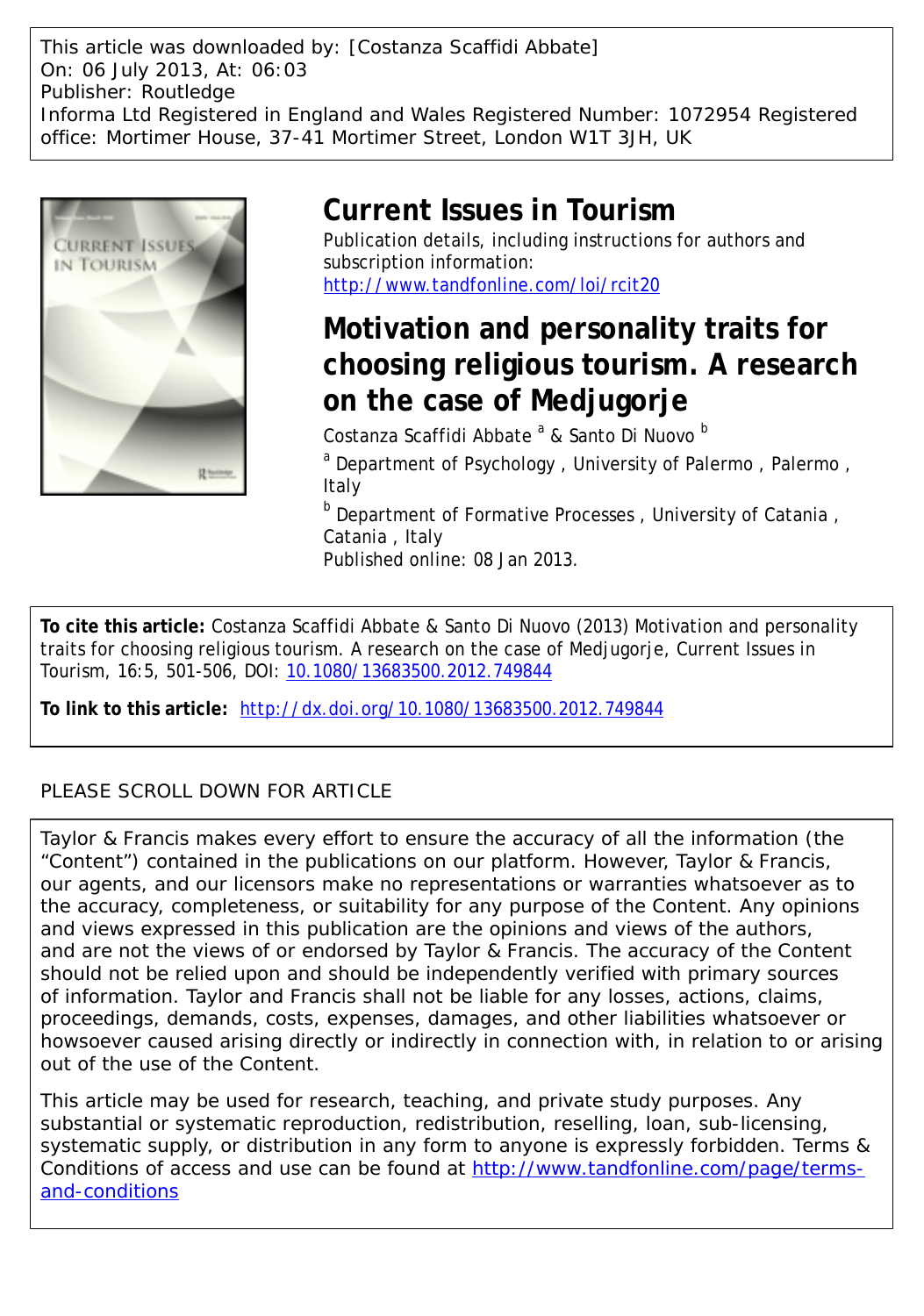This article was downloaded by: [Costanza Scaffidi Abbate]
On: 06 July 2013, At: 06:03
Publisher: Routledge
Informa Ltd Registered in England and Wales Registered Number: 1072954 Registered office: Mortimer House, 37-41 Mortimer Street, London W1T 3JH, UK

# Current Issues in Tourism

Publication details, including instructions for authors and subscription information:
http://www.tandfonline.com/loi/rcit20

# Motivation and personality traits for choosing religious tourism. A research on the case of Medjugorje

Costanza Scaffidi Abbate [a] & Santo Di Nuovo [b]

[a] Department of Psychology , University of Palermo , Palermo , Italy

[b] Department of Formative Processes , University of Catania , Catania , Italy

Published online: 08 Jan 2013.

**To cite this article:** Costanza Scaffidi Abbate & Santo Di Nuovo (2013) Motivation and personality traits for choosing religious tourism. A research on the case of Medjugorje, Current Issues in Tourism, 16:5, 501-506, DOI: 10.1080/13683500.2012.749844

**To link to this article:** http://dx.doi.org/10.1080/13683500.2012.749844

PLEASE SCROLL DOWN FOR ARTICLE

Taylor & Francis makes every effort to ensure the accuracy of all the information (the "Content") contained in the publications on our platform. However, Taylor & Francis, our agents, and our licensors make no representations or warranties whatsoever as to the accuracy, completeness, or suitability for any purpose of the Content. Any opinions and views expressed in this publication are the opinions and views of the authors, and are not the views of or endorsed by Taylor & Francis. The accuracy of the Content should not be relied upon and should be independently verified with primary sources of information. Taylor and Francis shall not be liable for any losses, actions, claims, proceedings, demands, costs, expenses, damages, and other liabilities whatsoever or howsoever caused arising directly or indirectly in connection with, in relation to or arising out of the use of the Content.

This article may be used for research, teaching, and private study purposes. Any substantial or systematic reproduction, redistribution, reselling, loan, sub-licensing, systematic supply, or distribution in any form to anyone is expressly forbidden. Terms & Conditions of access and use can be found at http://www.tandfonline.com/page/terms-and-conditions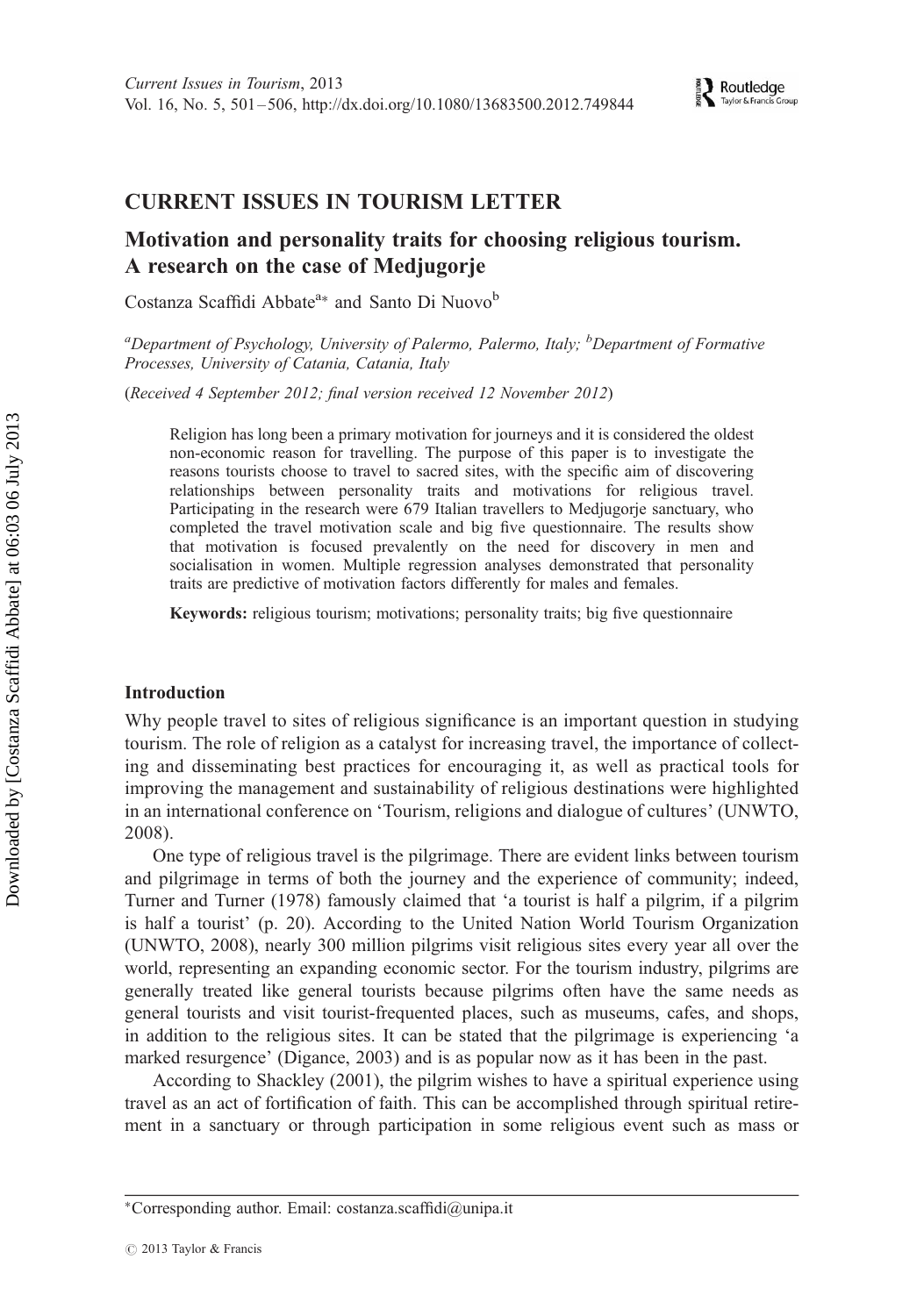# CURRENT ISSUES IN TOURISM LETTER

## Motivation and personality traits for choosing religious tourism. A research on the case of Medjugorje

Costanza Scaffidi Abbate[a*] and Santo Di Nuovo[b]

[a]*Department of Psychology, University of Palermo, Palermo, Italy;* [b]*Department of Formative Processes, University of Catania, Catania, Italy*

(*Received 4 September 2012; final version received 12 November 2012*)

Religion has long been a primary motivation for journeys and it is considered the oldest non-economic reason for travelling. The purpose of this paper is to investigate the reasons tourists choose to travel to sacred sites, with the specific aim of discovering relationships between personality traits and motivations for religious travel. Participating in the research were 679 Italian travellers to Medjugorje sanctuary, who completed the travel motivation scale and big five questionnaire. The results show that motivation is focused prevalently on the need for discovery in men and socialisation in women. Multiple regression analyses demonstrated that personality traits are predictive of motivation factors differently for males and females.

**Keywords:** religious tourism; motivations; personality traits; big five questionnaire

### Introduction

Why people travel to sites of religious significance is an important question in studying tourism. The role of religion as a catalyst for increasing travel, the importance of collecting and disseminating best practices for encouraging it, as well as practical tools for improving the management and sustainability of religious destinations were highlighted in an international conference on 'Tourism, religions and dialogue of cultures' (UNWTO, 2008).

One type of religious travel is the pilgrimage. There are evident links between tourism and pilgrimage in terms of both the journey and the experience of community; indeed, Turner and Turner (1978) famously claimed that 'a tourist is half a pilgrim, if a pilgrim is half a tourist' (p. 20). According to the United Nation World Tourism Organization (UNWTO, 2008), nearly 300 million pilgrims visit religious sites every year all over the world, representing an expanding economic sector. For the tourism industry, pilgrims are generally treated like general tourists because pilgrims often have the same needs as general tourists and visit tourist-frequented places, such as museums, cafes, and shops, in addition to the religious sites. It can be stated that the pilgrimage is experiencing 'a marked resurgence' (Digance, 2003) and is as popular now as it has been in the past.

According to Shackley (2001), the pilgrim wishes to have a spiritual experience using travel as an act of fortification of faith. This can be accomplished through spiritual retirement in a sanctuary or through participation in some religious event such as mass or

*Corresponding author. Email: costanza.scaffidi@unipa.it

© 2013 Taylor & Francis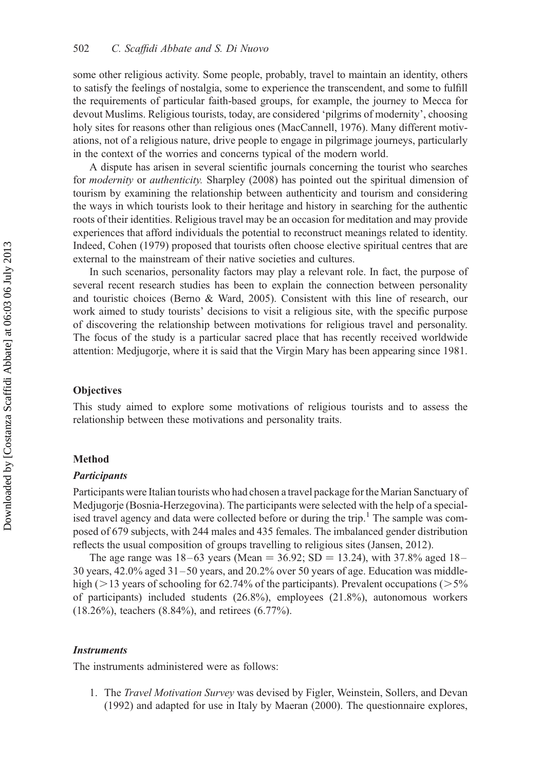some other religious activity. Some people, probably, travel to maintain an identity, others to satisfy the feelings of nostalgia, some to experience the transcendent, and some to fulfill the requirements of particular faith-based groups, for example, the journey to Mecca for devout Muslims. Religious tourists, today, are considered 'pilgrims of modernity', choosing holy sites for reasons other than religious ones (MacCannell, 1976). Many different motivations, not of a religious nature, drive people to engage in pilgrimage journeys, particularly in the context of the worries and concerns typical of the modern world.

A dispute has arisen in several scientific journals concerning the tourist who searches for *modernity* or *authenticity.* Sharpley (2008) has pointed out the spiritual dimension of tourism by examining the relationship between authenticity and tourism and considering the ways in which tourists look to their heritage and history in searching for the authentic roots of their identities. Religious travel may be an occasion for meditation and may provide experiences that afford individuals the potential to reconstruct meanings related to identity. Indeed, Cohen (1979) proposed that tourists often choose elective spiritual centres that are external to the mainstream of their native societies and cultures.

In such scenarios, personality factors may play a relevant role. In fact, the purpose of several recent research studies has been to explain the connection between personality and touristic choices (Berno & Ward, 2005). Consistent with this line of research, our work aimed to study tourists' decisions to visit a religious site, with the specific purpose of discovering the relationship between motivations for religious travel and personality. The focus of the study is a particular sacred place that has recently received worldwide attention: Medjugorje, where it is said that the Virgin Mary has been appearing since 1981.

## Objectives

This study aimed to explore some motivations of religious tourists and to assess the relationship between these motivations and personality traits.

## Method

### *Participants*

Participants were Italian tourists who had chosen a travel package for the Marian Sanctuary of Medjugorje (Bosnia-Herzegovina). The participants were selected with the help of a specialised travel agency and data were collected before or during the trip.[1] The sample was composed of 679 subjects, with 244 males and 435 females. The imbalanced gender distribution reflects the usual composition of groups travelling to religious sites (Jansen, 2012).

The age range was 18–63 years (Mean = 36.92; SD = 13.24), with 37.8% aged 18–30 years, 42.0% aged 31–50 years, and 20.2% over 50 years of age. Education was middle-high (>13 years of schooling for 62.74% of the participants). Prevalent occupations (>5% of participants) included students (26.8%), employees (21.8%), autonomous workers (18.26%), teachers (8.84%), and retirees (6.77%).

### *Instruments*

The instruments administered were as follows:

1. The *Travel Motivation Survey* was devised by Figler, Weinstein, Sollers, and Devan (1992) and adapted for use in Italy by Maeran (2000). The questionnaire explores,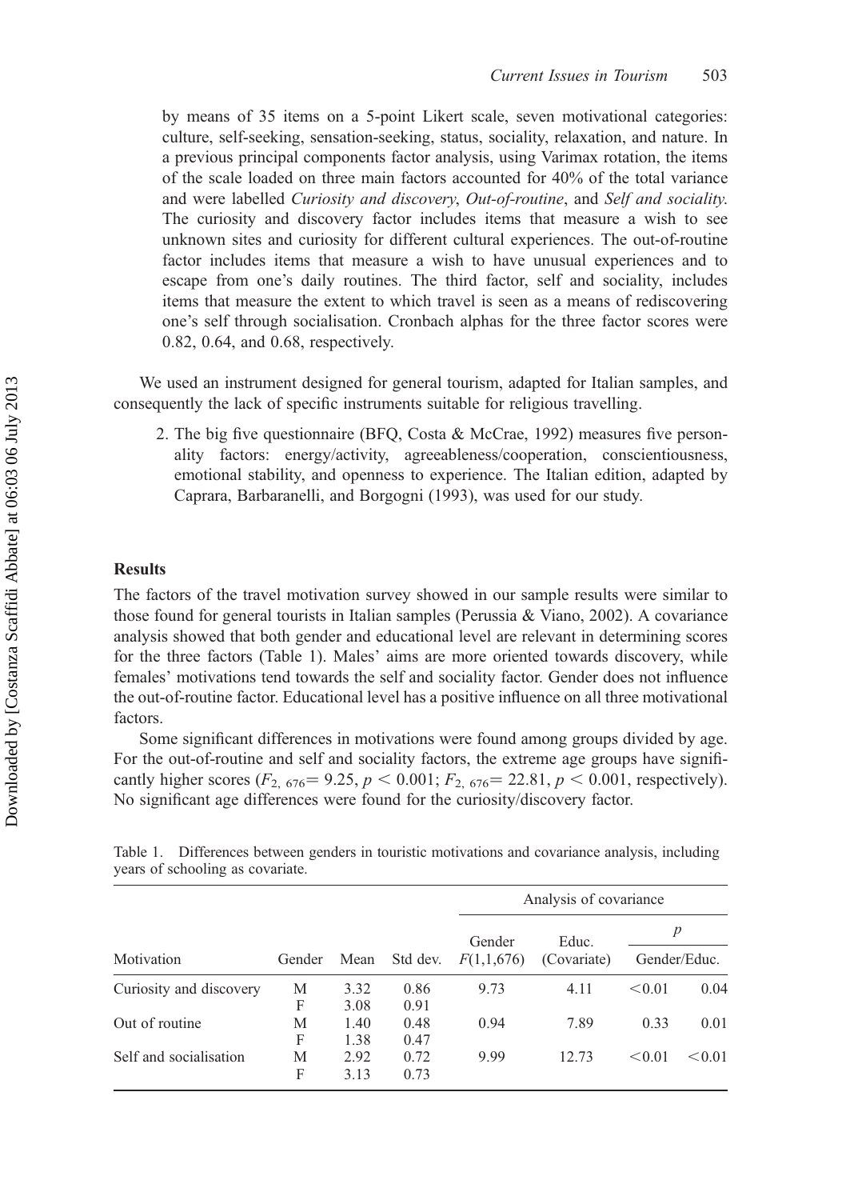by means of 35 items on a 5-point Likert scale, seven motivational categories: culture, self-seeking, sensation-seeking, status, sociality, relaxation, and nature. In a previous principal components factor analysis, using Varimax rotation, the items of the scale loaded on three main factors accounted for 40% of the total variance and were labelled *Curiosity and discovery*, *Out-of-routine*, and *Self and sociality.* The curiosity and discovery factor includes items that measure a wish to see unknown sites and curiosity for different cultural experiences. The out-of-routine factor includes items that measure a wish to have unusual experiences and to escape from one's daily routines. The third factor, self and sociality, includes items that measure the extent to which travel is seen as a means of rediscovering one's self through socialisation. Cronbach alphas for the three factor scores were 0.82, 0.64, and 0.68, respectively.

We used an instrument designed for general tourism, adapted for Italian samples, and consequently the lack of specific instruments suitable for religious travelling.

2. The big five questionnaire (BFQ, Costa & McCrae, 1992) measures five personality factors: energy/activity, agreeableness/cooperation, conscientiousness, emotional stability, and openness to experience. The Italian edition, adapted by Caprara, Barbaranelli, and Borgogni (1993), was used for our study.

## Results

The factors of the travel motivation survey showed in our sample results were similar to those found for general tourists in Italian samples (Perussia & Viano, 2002). A covariance analysis showed that both gender and educational level are relevant in determining scores for the three factors (Table 1). Males' aims are more oriented towards discovery, while females' motivations tend towards the self and sociality factor. Gender does not influence the out-of-routine factor. Educational level has a positive influence on all three motivational factors.

Some significant differences in motivations were found among groups divided by age. For the out-of-routine and self and sociality factors, the extreme age groups have significantly higher scores ($F_{2,\,676} = 9.25$, $p < 0.001$; $F_{2,\,676} = 22.81$, $p < 0.001$, respectively). No significant age differences were found for the curiosity/discovery factor.

Table 1. Differences between genders in touristic motivations and covariance analysis, including years of schooling as covariate.

| | | | | Analysis of covariance | | | |
|---|---|---|---|---|---|---|---|
| | | | | | | $p$ | |
| Motivation | Gender | Mean | Std dev. | Gender $F(1,1,676)$ | Educ. (Covariate) | Gender/Educ. | |
| Curiosity and discovery | M | 3.32 | 0.86 | 9.73 | 4.11 | <0.01 | 0.04 |
| | F | 3.08 | 0.91 | | | | |
| Out of routine | M | 1.40 | 0.48 | 0.94 | 7.89 | 0.33 | 0.01 |
| | F | 1.38 | 0.47 | | | | |
| Self and socialisation | M | 2.92 | 0.72 | 9.99 | 12.73 | <0.01 | <0.01 |
| | F | 3.13 | 0.73 | | | | |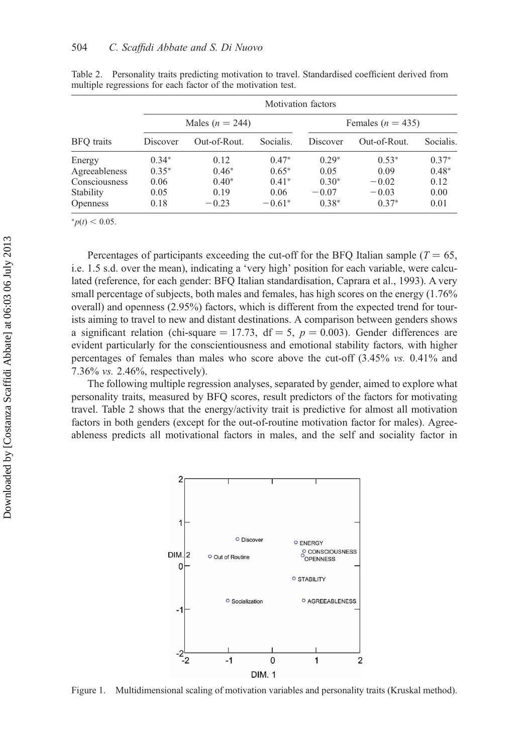Table 2. Personality traits predicting motivation to travel. Standardised coefficient derived from multiple regressions for each factor of the motivation test.

| | Motivation factors | | | | | |
|---|---|---|---|---|---|---|
| | Males ($n = 244$) | | | Females ($n = 435$) | | |
| BFQ traits | Discover | Out-of-Rout. | Socialis. | Discover | Out-of-Rout. | Socialis. |
| Energy | 0.34* | 0.12 | 0.47* | 0.29* | 0.53* | 0.37* |
| Agreeableness | 0.35* | 0.46* | 0.65* | 0.05 | 0.09 | 0.48* |
| Consciousness | 0.06 | 0.40* | 0.41* | 0.30* | −0.02 | 0.12 |
| Stability | 0.05 | 0.19 | 0.06 | −0.07 | −0.03 | 0.00 |
| Openness | 0.18 | −0.23 | −0.61* | 0.38* | 0.37* | 0.01 |

*$p(t) < 0.05$.

Percentages of participants exceeding the cut-off for the BFQ Italian sample ($T = 65$, i.e. 1.5 s.d. over the mean), indicating a 'very high' position for each variable, were calculated (reference, for each gender: BFQ Italian standardisation, Caprara et al., 1993). A very small percentage of subjects, both males and females, has high scores on the energy (1.76% overall) and openness (2.95%) factors, which is different from the expected trend for tourists aiming to travel to new and distant destinations. A comparison between genders shows a significant relation (chi-square = 17.73, df = 5, $p = 0.003$). Gender differences are evident particularly for the conscientiousness and emotional stability factors, with higher percentages of females than males who score above the cut-off (3.45% *vs.* 0.41% and 7.36% *vs.* 2.46%, respectively).

The following multiple regression analyses, separated by gender, aimed to explore what personality traits, measured by BFQ scores, result predictors of the factors for motivating travel. Table 2 shows that the energy/activity trait is predictive for almost all motivation factors in both genders (except for the out-of-routine motivation factor for males). Agreeableness predicts all motivational factors in males, and the self and sociality factor in

Figure 1. Multidimensional scaling of motivation variables and personality traits (Kruskal method).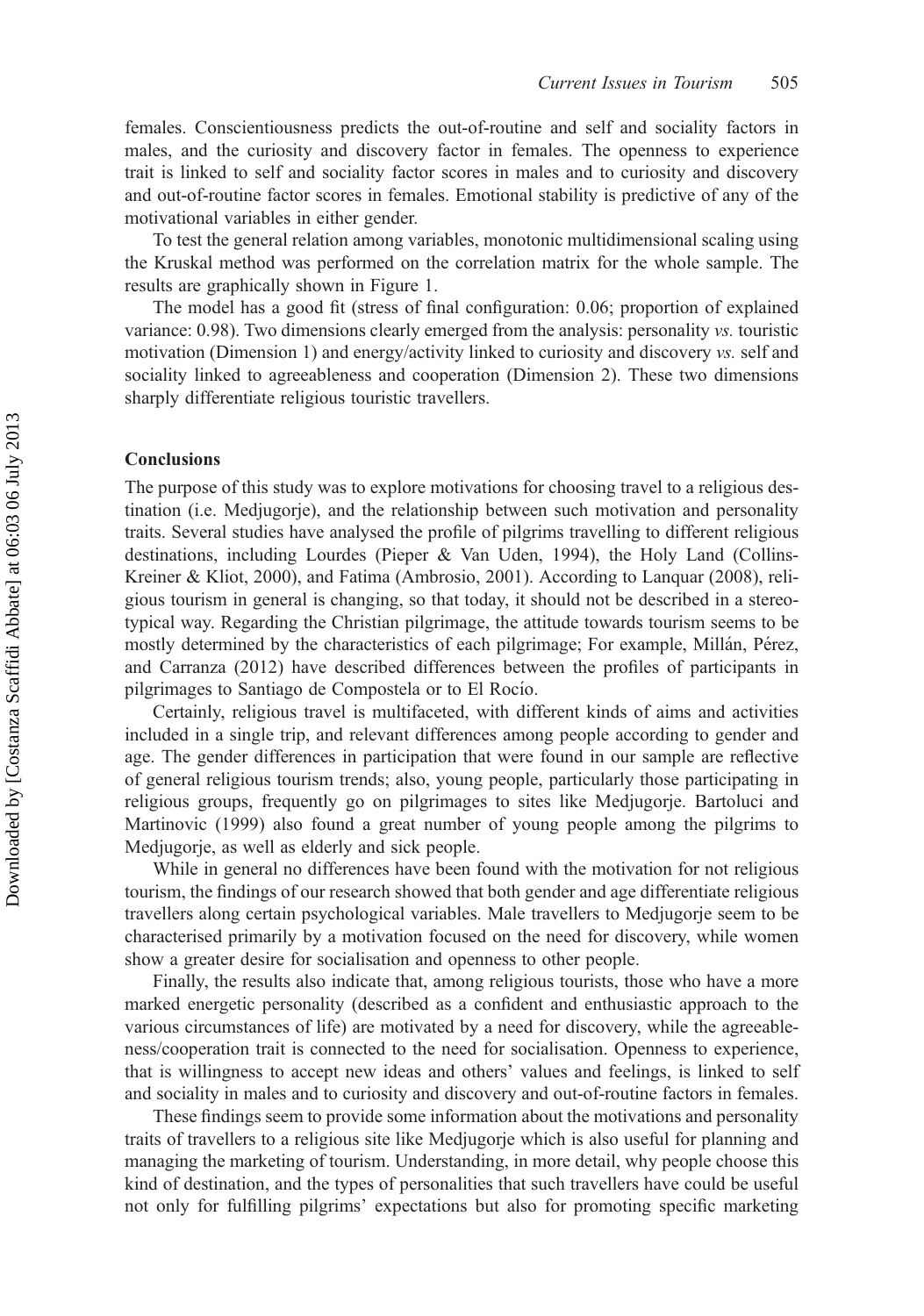females. Conscientiousness predicts the out-of-routine and self and sociality factors in males, and the curiosity and discovery factor in females. The openness to experience trait is linked to self and sociality factor scores in males and to curiosity and discovery and out-of-routine factor scores in females. Emotional stability is predictive of any of the motivational variables in either gender.

To test the general relation among variables, monotonic multidimensional scaling using the Kruskal method was performed on the correlation matrix for the whole sample. The results are graphically shown in Figure 1.

The model has a good fit (stress of final configuration: 0.06; proportion of explained variance: 0.98). Two dimensions clearly emerged from the analysis: personality *vs.* touristic motivation (Dimension 1) and energy/activity linked to curiosity and discovery *vs.* self and sociality linked to agreeableness and cooperation (Dimension 2). These two dimensions sharply differentiate religious touristic travellers.

## Conclusions

The purpose of this study was to explore motivations for choosing travel to a religious destination (i.e. Medjugorje), and the relationship between such motivation and personality traits. Several studies have analysed the profile of pilgrims travelling to different religious destinations, including Lourdes (Pieper & Van Uden, 1994), the Holy Land (Collins-Kreiner & Kliot, 2000), and Fatima (Ambrosio, 2001). According to Lanquar (2008), religious tourism in general is changing, so that today, it should not be described in a stereotypical way. Regarding the Christian pilgrimage, the attitude towards tourism seems to be mostly determined by the characteristics of each pilgrimage; For example, Millán, Pérez, and Carranza (2012) have described differences between the profiles of participants in pilgrimages to Santiago de Compostela or to El Rocío.

Certainly, religious travel is multifaceted, with different kinds of aims and activities included in a single trip, and relevant differences among people according to gender and age. The gender differences in participation that were found in our sample are reflective of general religious tourism trends; also, young people, particularly those participating in religious groups, frequently go on pilgrimages to sites like Medjugorje. Bartoluci and Martinovic (1999) also found a great number of young people among the pilgrims to Medjugorje, as well as elderly and sick people.

While in general no differences have been found with the motivation for not religious tourism, the findings of our research showed that both gender and age differentiate religious travellers along certain psychological variables. Male travellers to Medjugorje seem to be characterised primarily by a motivation focused on the need for discovery, while women show a greater desire for socialisation and openness to other people.

Finally, the results also indicate that, among religious tourists, those who have a more marked energetic personality (described as a confident and enthusiastic approach to the various circumstances of life) are motivated by a need for discovery, while the agreeableness/cooperation trait is connected to the need for socialisation. Openness to experience, that is willingness to accept new ideas and others' values and feelings, is linked to self and sociality in males and to curiosity and discovery and out-of-routine factors in females.

These findings seem to provide some information about the motivations and personality traits of travellers to a religious site like Medjugorje which is also useful for planning and managing the marketing of tourism. Understanding, in more detail, why people choose this kind of destination, and the types of personalities that such travellers have could be useful not only for fulfilling pilgrims' expectations but also for promoting specific marketing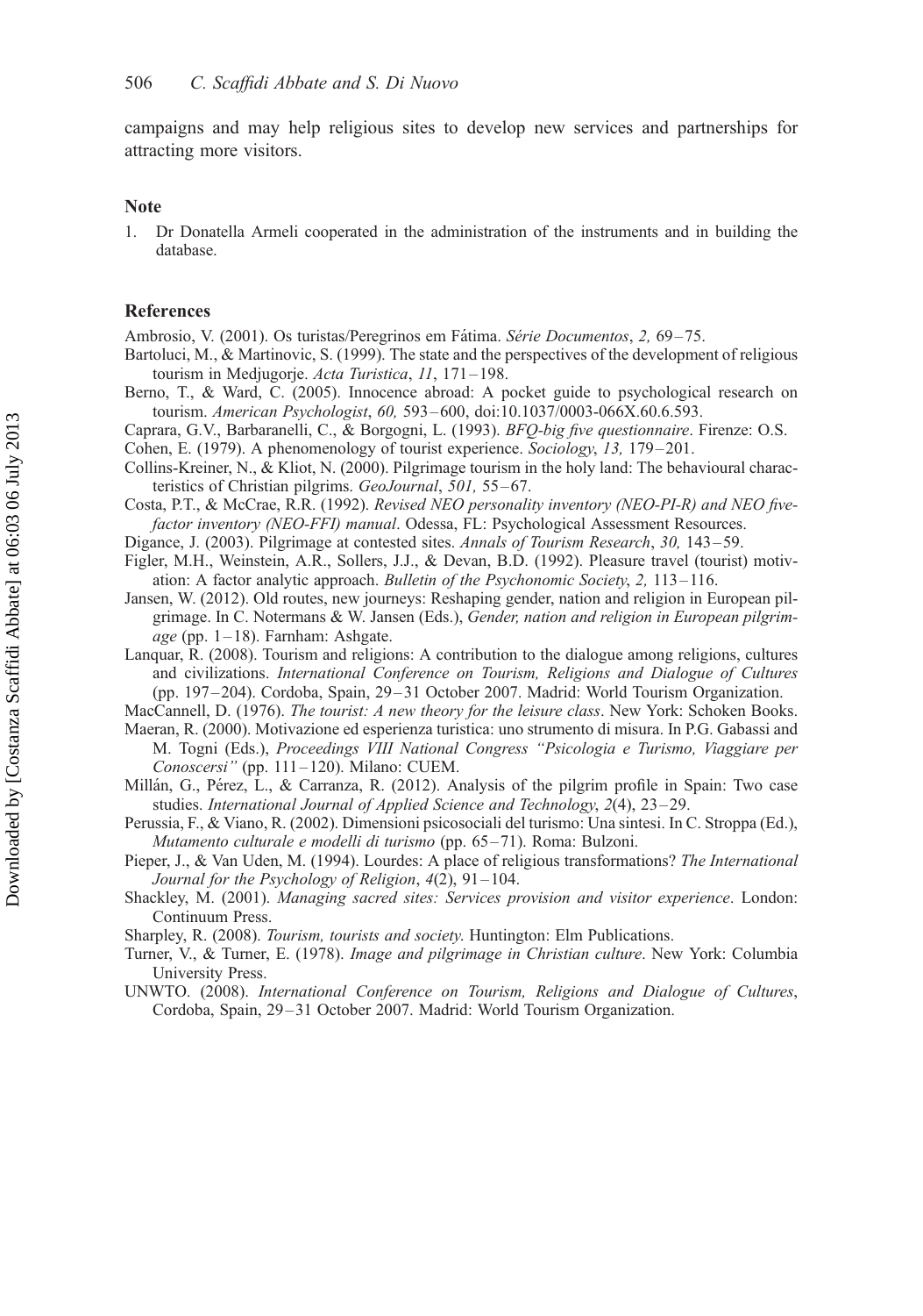campaigns and may help religious sites to develop new services and partnerships for attracting more visitors.

## Note

1. Dr Donatella Armeli cooperated in the administration of the instruments and in building the database.

## References

Ambrosio, V. (2001). Os turistas/Peregrinos em Fátima. *Série Documentos*, *2,* 69–75.

Bartoluci, M., & Martinovic, S. (1999). The state and the perspectives of the development of religious tourism in Medjugorje. *Acta Turistica*, *11*, 171–198.

Berno, T., & Ward, C. (2005). Innocence abroad: A pocket guide to psychological research on tourism. *American Psychologist*, *60,* 593–600, doi:10.1037/0003-066X.60.6.593.

Caprara, G.V., Barbaranelli, C., & Borgogni, L. (1993). *BFQ-big five questionnaire*. Firenze: O.S.

Cohen, E. (1979). A phenomenology of tourist experience. *Sociology*, *13,* 179–201.

Collins-Kreiner, N., & Kliot, N. (2000). Pilgrimage tourism in the holy land: The behavioural characteristics of Christian pilgrims. *GeoJournal*, *501,* 55–67.

Costa, P.T., & McCrae, R.R. (1992). *Revised NEO personality inventory (NEO-PI-R) and NEO five-factor inventory (NEO-FFI) manual*. Odessa, FL: Psychological Assessment Resources.

Digance, J. (2003). Pilgrimage at contested sites. *Annals of Tourism Research*, *30,* 143–59.

Figler, M.H., Weinstein, A.R., Sollers, J.J., & Devan, B.D. (1992). Pleasure travel (tourist) motivation: A factor analytic approach. *Bulletin of the Psychonomic Society*, *2,* 113–116.

Jansen, W. (2012). Old routes, new journeys: Reshaping gender, nation and religion in European pilgrimage. In C. Notermans & W. Jansen (Eds.), *Gender, nation and religion in European pilgrimage* (pp. 1–18). Farnham: Ashgate.

Lanquar, R. (2008). Tourism and religions: A contribution to the dialogue among religions, cultures and civilizations. *International Conference on Tourism, Religions and Dialogue of Cultures* (pp. 197–204). Cordoba, Spain, 29–31 October 2007. Madrid: World Tourism Organization.

MacCannell, D. (1976). *The tourist: A new theory for the leisure class*. New York: Schoken Books.

Maeran, R. (2000). Motivazione ed esperienza turistica: uno strumento di misura. In P.G. Gabassi and M. Togni (Eds.), *Proceedings VIII National Congress "Psicologia e Turismo, Viaggiare per Conoscersi"* (pp. 111–120). Milano: CUEM.

Millán, G., Pérez, L., & Carranza, R. (2012). Analysis of the pilgrim profile in Spain: Two case studies. *International Journal of Applied Science and Technology*, *2*(4), 23–29.

Perussia, F., & Viano, R. (2002). Dimensioni psicosociali del turismo: Una sintesi. In C. Stroppa (Ed.), *Mutamento culturale e modelli di turismo* (pp. 65–71). Roma: Bulzoni.

Pieper, J., & Van Uden, M. (1994). Lourdes: A place of religious transformations? *The International Journal for the Psychology of Religion*, *4*(2), 91–104.

Shackley, M. (2001). *Managing sacred sites: Services provision and visitor experience*. London: Continuum Press.

Sharpley, R. (2008). *Tourism, tourists and society.* Huntington: Elm Publications.

Turner, V., & Turner, E. (1978). *Image and pilgrimage in Christian culture*. New York: Columbia University Press.

UNWTO. (2008). *International Conference on Tourism, Religions and Dialogue of Cultures*, Cordoba, Spain, 29–31 October 2007. Madrid: World Tourism Organization.